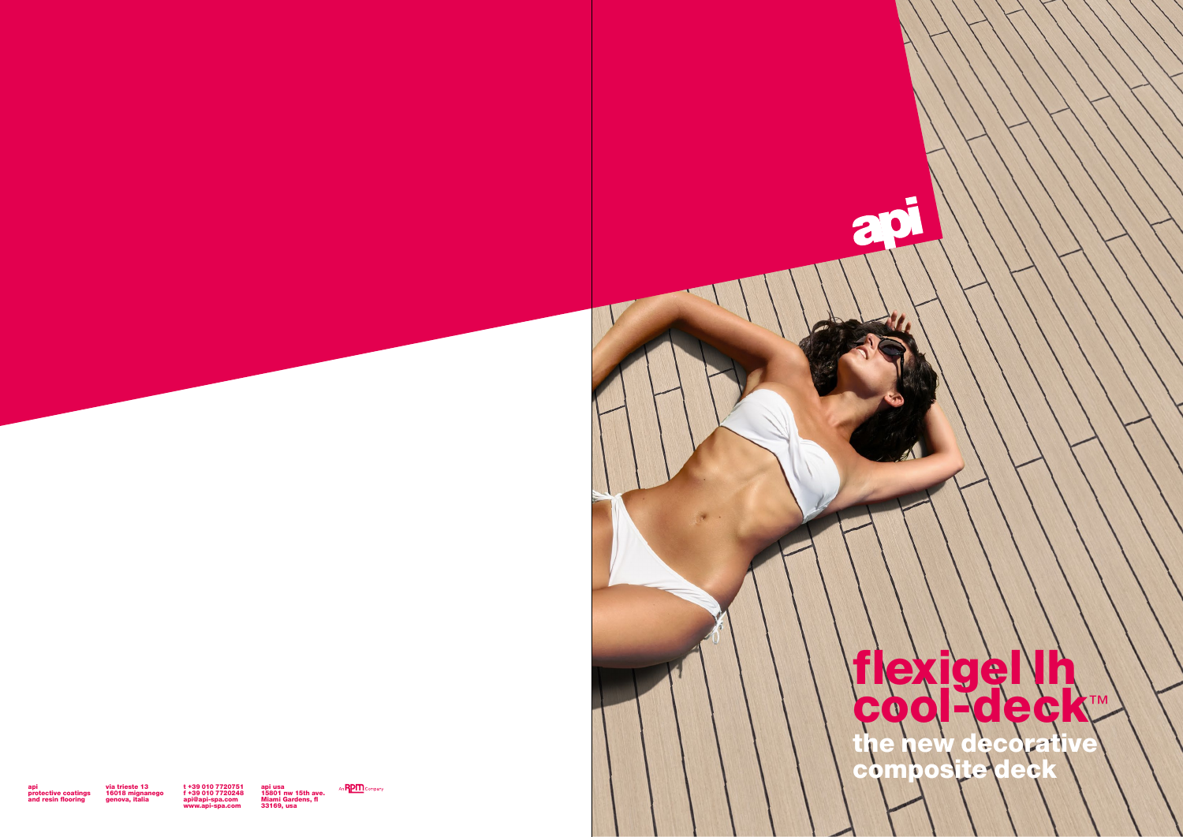api

# flexigel lh cool-deck™

## the new decorative composite deck

api
protective coatings
and resin flooring

via trieste 13
16018 mignanego
genova, italia

t +39 010 7720751
f +39 010 7720248
api@api-spa.com
www.api-spa.com

api usa
15801 nw 15th ave.
Miami Gardens, fl
33169, usa

An RPM Company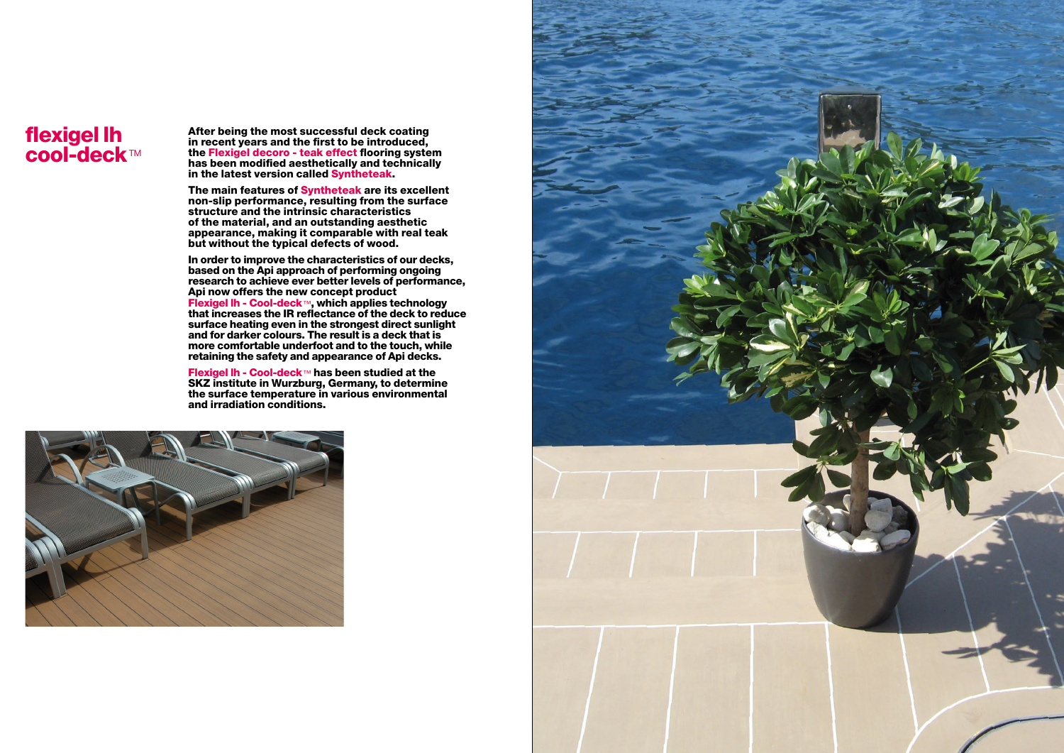# flexigel lh cool-deck™

**After being the most successful deck coating in recent years and the first to be introduced, the Flexigel decoro - teak effect flooring system has been modified aesthetically and technically in the latest version called Syntheteak.**

**The main features of Syntheteak are its excellent non-slip performance, resulting from the surface structure and the intrinsic characteristics of the material, and an outstanding aesthetic appearance, making it comparable with real teak but without the typical defects of wood.**

**In order to improve the characteristics of our decks, based on the Api approach of performing ongoing research to achieve ever better levels of performance, Api now offers the new concept product Flexigel lh - Cool-deck™, which applies technology that increases the IR reflectance of the deck to reduce surface heating even in the strongest direct sunlight and for darker colours. The result is a deck that is more comfortable underfoot and to the touch, while retaining the safety and appearance of Api decks.**

**Flexigel lh - Cool-deck™ has been studied at the SKZ institute in Wurzburg, Germany, to determine the surface temperature in various environmental and irradiation conditions.**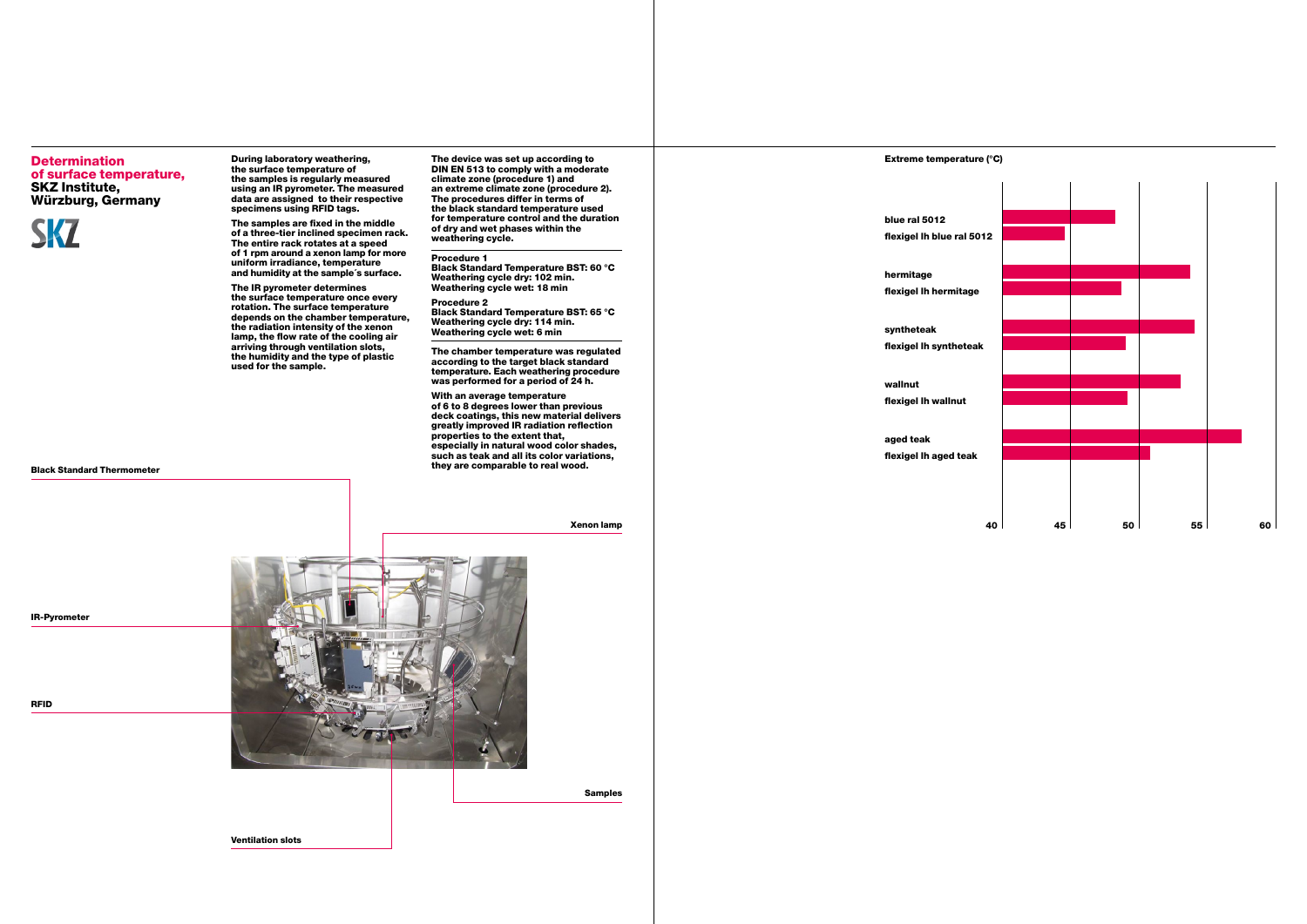# Determination of surface temperature, SKZ Institute, Würzburg, Germany

SKZ

During laboratory weathering, the surface temperature of the samples is regularly measured using an IR pyrometer. The measured data are assigned to their respective specimens using RFID tags.

The samples are fixed in the middle of a three-tier inclined specimen rack. The entire rack rotates at a speed of 1 rpm around a xenon lamp for more uniform irradiance, temperature and humidity at the sample´s surface.

The IR pyrometer determines the surface temperature once every rotation. The surface temperature depends on the chamber temperature, the radiation intensity of the xenon lamp, the flow rate of the cooling air arriving through ventilation slots, the humidity and the type of plastic used for the sample.

The device was set up according to DIN EN 513 to comply with a moderate climate zone (procedure 1) and an extreme climate zone (procedure 2). The procedures differ in terms of the black standard temperature used for temperature control and the duration of dry and wet phases within the weathering cycle.

**Procedure 1**
Black Standard Temperature BST: 60 °C
Weathering cycle dry: 102 min.
Weathering cycle wet: 18 min

**Procedure 2**
Black Standard Temperature BST: 65 °C
Weathering cycle dry: 114 min.
Weathering cycle wet: 6 min

The chamber temperature was regulated according to the target black standard temperature. Each weathering procedure was performed for a period of 24 h.

With an average temperature of 6 to 8 degrees lower than previous deck coatings, this new material delivers greatly improved IR radiation reflection properties to the extent that, especially in natural wood color shades, such as teak and all its color variations, they are comparable to real wood.

Black Standard Thermometer

Xenon lamp

IR-Pyrometer

RFID

Samples

Ventilation slots

Extreme temperature (°C)

blue ral 5012
flexigel lh blue ral 5012
hermitage
flexigel lh hermitage
syntheteak
flexigel lh syntheteak
wallnut
flexigel lh wallnut
aged teak
flexigel lh aged teak

40
45
50
55
60